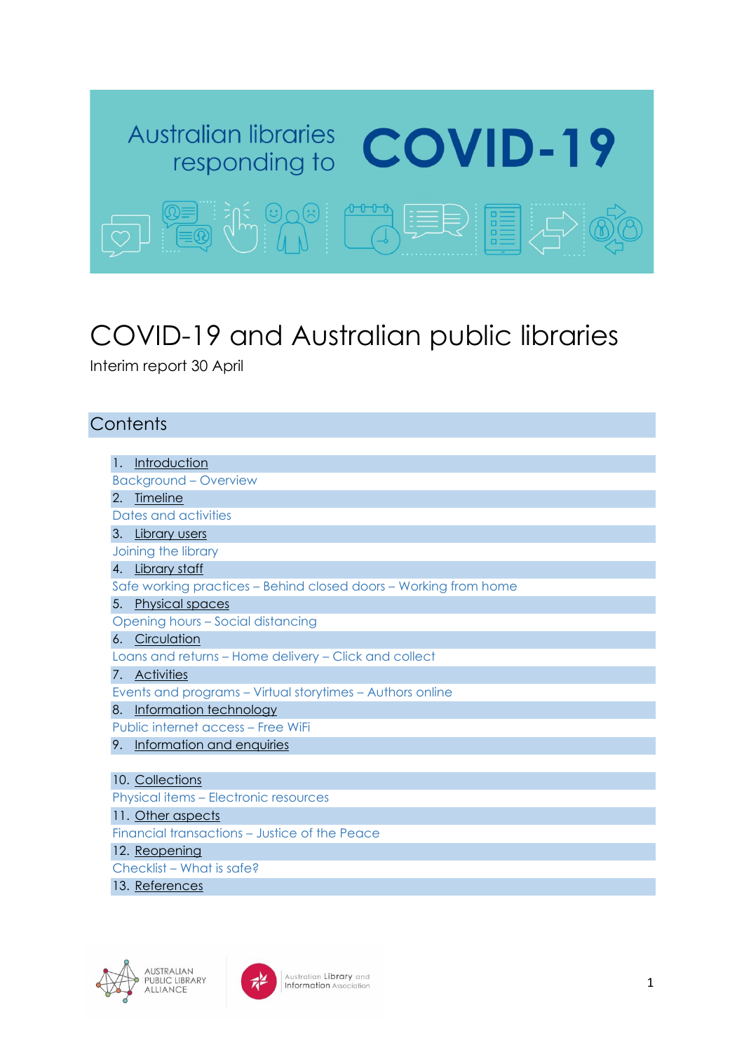Australian libraries responding to COVID-19

# COVID-19 and Australian public libraries

Interim report 30 April

## Contents

1. Introduction
   Background – Overview
2. Timeline
   Dates and activities
3. Library users
   Joining the library
4. Library staff
   Safe working practices – Behind closed doors – Working from home
5. Physical spaces
   Opening hours – Social distancing
6. Circulation
   Loans and returns – Home delivery – Click and collect
7. Activities
   Events and programs – Virtual storytimes – Authors online
8. Information technology
   Public internet access – Free WiFi
9. Information and enquiries
10. Collections
    Physical items – Electronic resources
11. Other aspects
    Financial transactions – Justice of the Peace
12. Reopening
    Checklist – What is safe?
13. References

AUSTRALIAN PUBLIC LIBRARY ALLIANCE

Australian Library and Information Association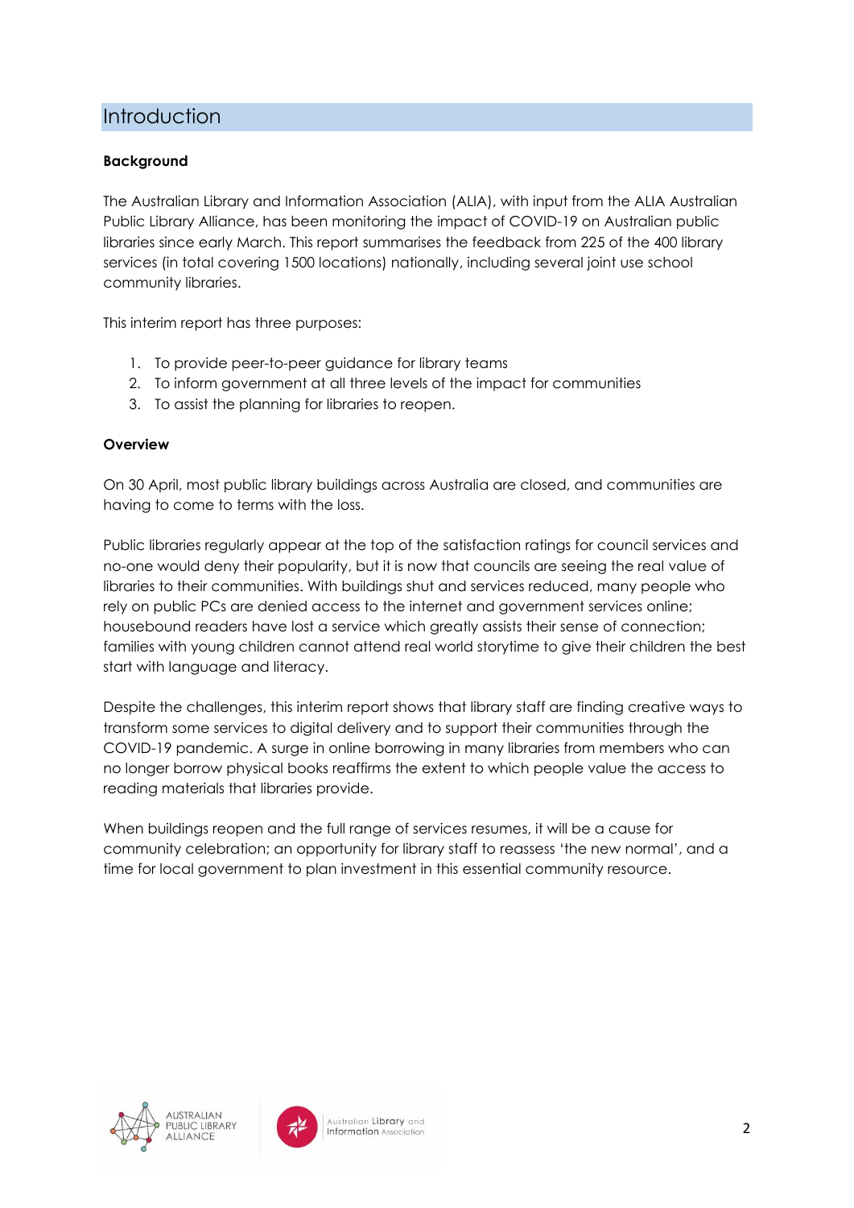## Introduction

**Background**

The Australian Library and Information Association (ALIA), with input from the ALIA Australian Public Library Alliance, has been monitoring the impact of COVID-19 on Australian public libraries since early March. This report summarises the feedback from 225 of the 400 library services (in total covering 1500 locations) nationally, including several joint use school community libraries.

This interim report has three purposes:

1. To provide peer-to-peer guidance for library teams
2. To inform government at all three levels of the impact for communities
3. To assist the planning for libraries to reopen.

**Overview**

On 30 April, most public library buildings across Australia are closed, and communities are having to come to terms with the loss.

Public libraries regularly appear at the top of the satisfaction ratings for council services and no-one would deny their popularity, but it is now that councils are seeing the real value of libraries to their communities. With buildings shut and services reduced, many people who rely on public PCs are denied access to the internet and government services online; housebound readers have lost a service which greatly assists their sense of connection; families with young children cannot attend real world storytime to give their children the best start with language and literacy.

Despite the challenges, this interim report shows that library staff are finding creative ways to transform some services to digital delivery and to support their communities through the COVID-19 pandemic. A surge in online borrowing in many libraries from members who can no longer borrow physical books reaffirms the extent to which people value the access to reading materials that libraries provide.

When buildings reopen and the full range of services resumes, it will be a cause for community celebration; an opportunity for library staff to reassess 'the new normal', and a time for local government to plan investment in this essential community resource.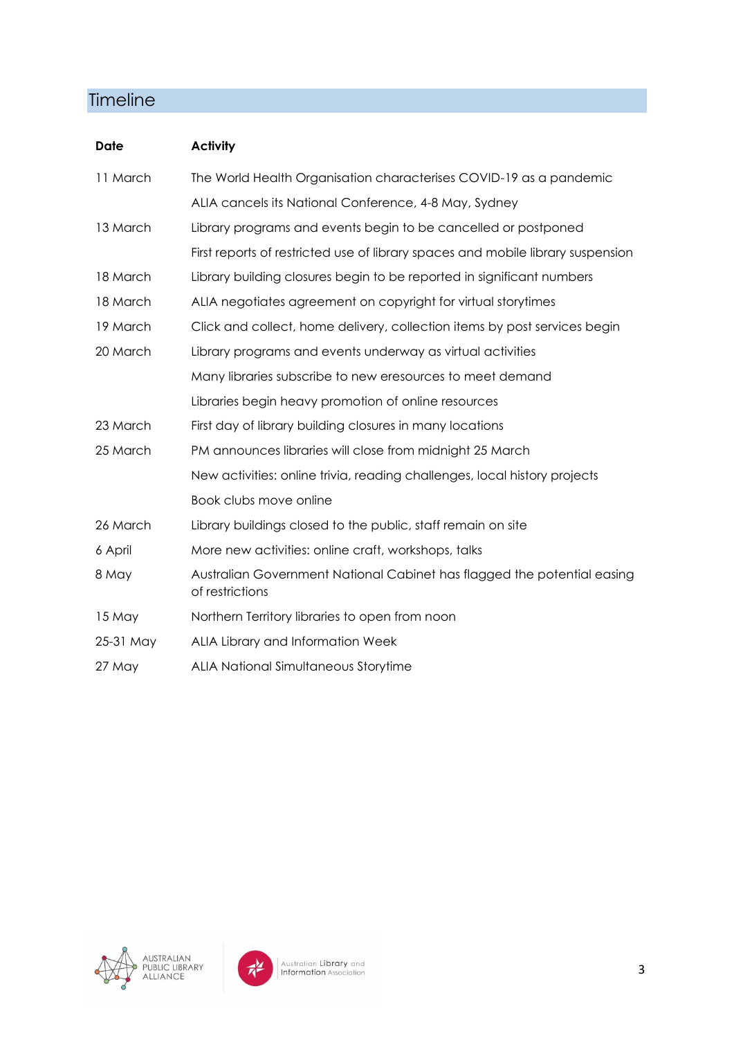## Timeline

| Date | Activity |
|---|---|
| 11 March | The World Health Organisation characterises COVID-19 as a pandemic |
| | ALIA cancels its National Conference, 4-8 May, Sydney |
| 13 March | Library programs and events begin to be cancelled or postponed |
| | First reports of restricted use of library spaces and mobile library suspension |
| 18 March | Library building closures begin to be reported in significant numbers |
| 18 March | ALIA negotiates agreement on copyright for virtual storytimes |
| 19 March | Click and collect, home delivery, collection items by post services begin |
| 20 March | Library programs and events underway as virtual activities |
| | Many libraries subscribe to new eresources to meet demand |
| | Libraries begin heavy promotion of online resources |
| 23 March | First day of library building closures in many locations |
| 25 March | PM announces libraries will close from midnight 25 March |
| | New activities: online trivia, reading challenges, local history projects |
| | Book clubs move online |
| 26 March | Library buildings closed to the public, staff remain on site |
| 6 April | More new activities: online craft, workshops, talks |
| 8 May | Australian Government National Cabinet has flagged the potential easing of restrictions |
| 15 May | Northern Territory libraries to open from noon |
| 25-31 May | ALIA Library and Information Week |
| 27 May | ALIA National Simultaneous Storytime |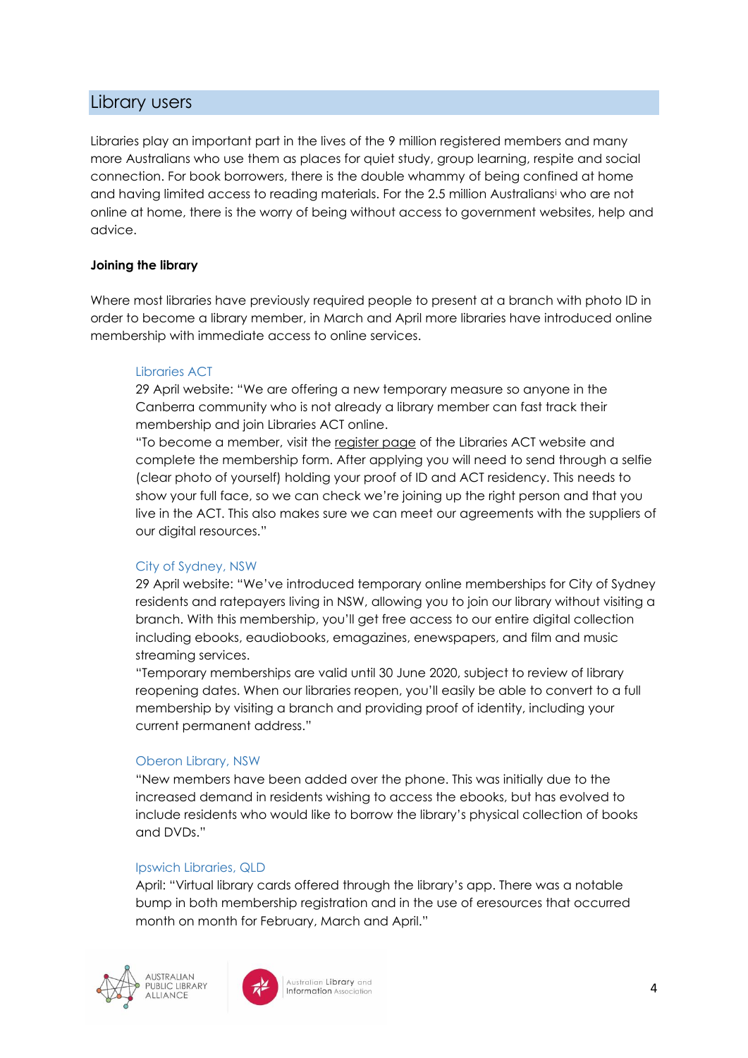## Library users

Libraries play an important part in the lives of the 9 million registered members and many more Australians who use them as places for quiet study, group learning, respite and social connection. For book borrowers, there is the double whammy of being confined at home and having limited access to reading materials. For the 2.5 million Australians[i] who are not online at home, there is the worry of being without access to government websites, help and advice.

**Joining the library**

Where most libraries have previously required people to present at a branch with photo ID in order to become a library member, in March and April more libraries have introduced online membership with immediate access to online services.

Libraries ACT
29 April website: "We are offering a new temporary measure so anyone in the Canberra community who is not already a library member can fast track their membership and join Libraries ACT online.
"To become a member, visit the register page of the Libraries ACT website and complete the membership form. After applying you will need to send through a selfie (clear photo of yourself) holding your proof of ID and ACT residency. This needs to show your full face, so we can check we're joining up the right person and that you live in the ACT. This also makes sure we can meet our agreements with the suppliers of our digital resources."

City of Sydney, NSW
29 April website: "We've introduced temporary online memberships for City of Sydney residents and ratepayers living in NSW, allowing you to join our library without visiting a branch. With this membership, you'll get free access to our entire digital collection including ebooks, eaudiobooks, emagazines, enewspapers, and film and music streaming services.
"Temporary memberships are valid until 30 June 2020, subject to review of library reopening dates. When our libraries reopen, you'll easily be able to convert to a full membership by visiting a branch and providing proof of identity, including your current permanent address."

Oberon Library, NSW
"New members have been added over the phone. This was initially due to the increased demand in residents wishing to access the ebooks, but has evolved to include residents who would like to borrow the library's physical collection of books and DVDs."

Ipswich Libraries, QLD
April: "Virtual library cards offered through the library's app. There was a notable bump in both membership registration and in the use of eresources that occurred month on month for February, March and April."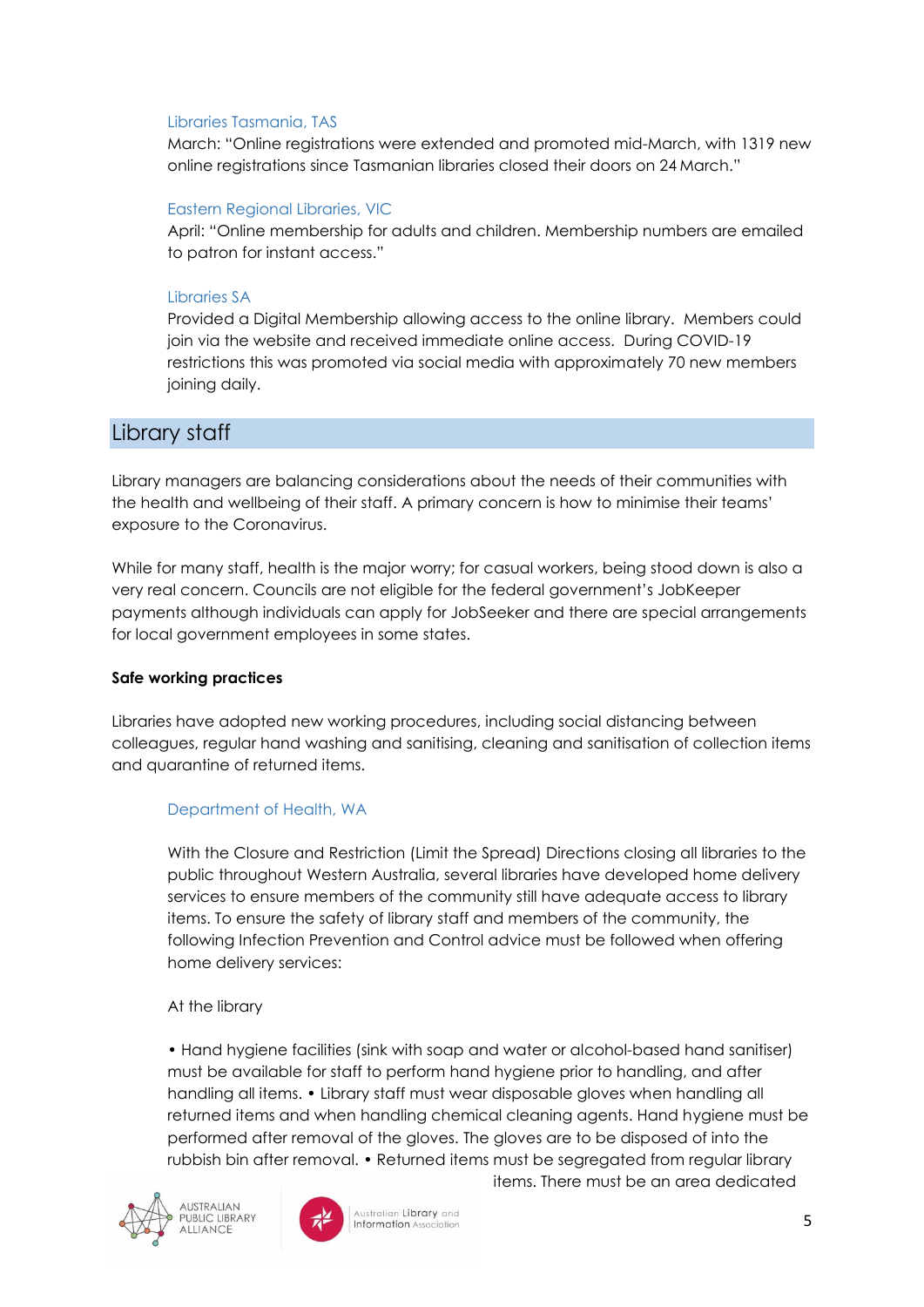Libraries Tasmania, TAS

March: "Online registrations were extended and promoted mid-March, with 1319 new online registrations since Tasmanian libraries closed their doors on 24 March."

Eastern Regional Libraries, VIC

April: "Online membership for adults and children. Membership numbers are emailed to patron for instant access."

Libraries SA

Provided a Digital Membership allowing access to the online library. Members could join via the website and received immediate online access. During COVID-19 restrictions this was promoted via social media with approximately 70 new members joining daily.

## Library staff

Library managers are balancing considerations about the needs of their communities with the health and wellbeing of their staff. A primary concern is how to minimise their teams' exposure to the Coronavirus.

While for many staff, health is the major worry; for casual workers, being stood down is also a very real concern. Councils are not eligible for the federal government's JobKeeper payments although individuals can apply for JobSeeker and there are special arrangements for local government employees in some states.

**Safe working practices**

Libraries have adopted new working procedures, including social distancing between colleagues, regular hand washing and sanitising, cleaning and sanitisation of collection items and quarantine of returned items.

Department of Health, WA

With the Closure and Restriction (Limit the Spread) Directions closing all libraries to the public throughout Western Australia, several libraries have developed home delivery services to ensure members of the community still have adequate access to library items. To ensure the safety of library staff and members of the community, the following Infection Prevention and Control advice must be followed when offering home delivery services:

At the library

• Hand hygiene facilities (sink with soap and water or alcohol-based hand sanitiser) must be available for staff to perform hand hygiene prior to handling, and after handling all items. • Library staff must wear disposable gloves when handling all returned items and when handling chemical cleaning agents. Hand hygiene must be performed after removal of the gloves. The gloves are to be disposed of into the rubbish bin after removal. • Returned items must be segregated from regular library items. There must be an area dedicated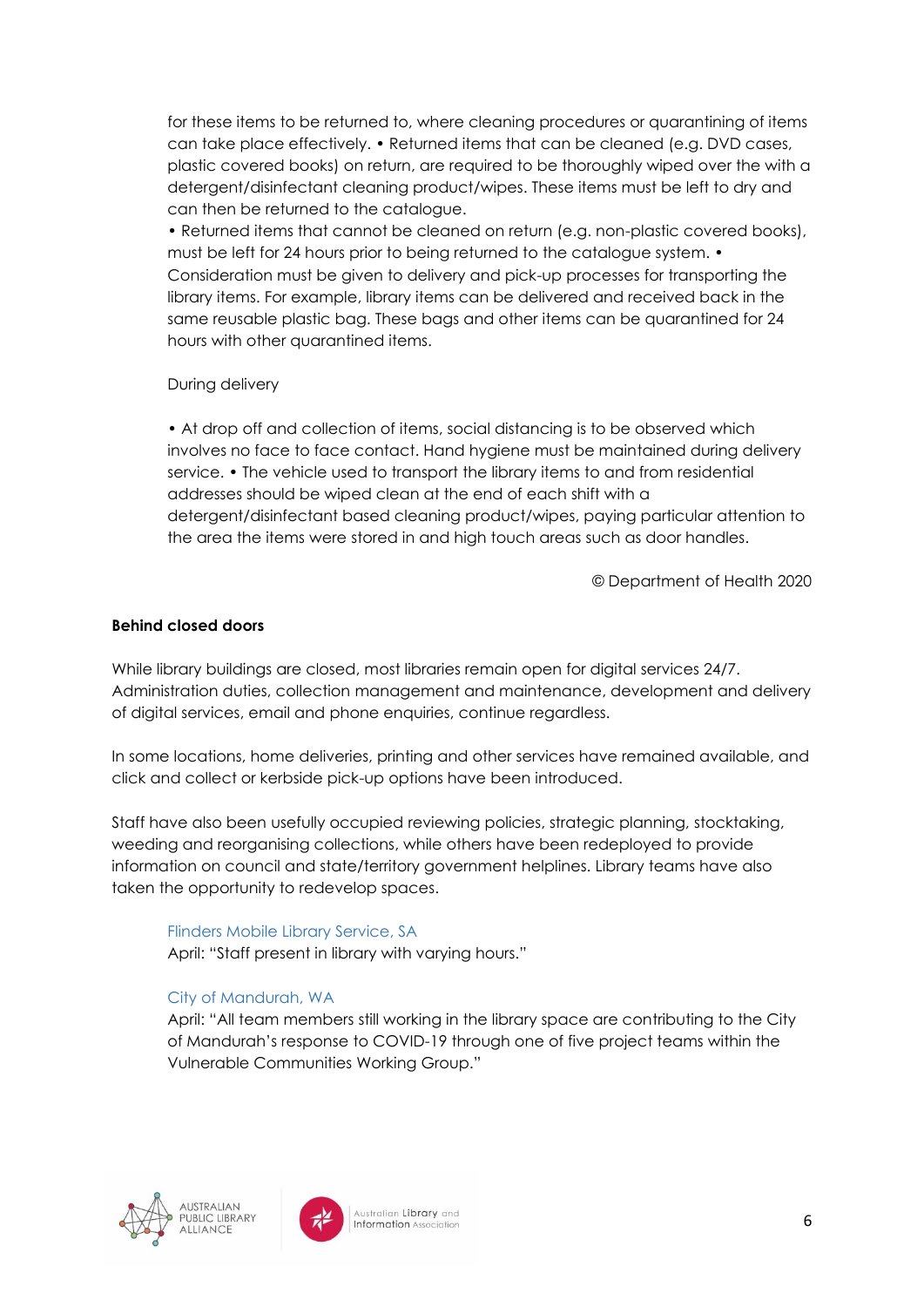for these items to be returned to, where cleaning procedures or quarantining of items can take place effectively. • Returned items that can be cleaned (e.g. DVD cases, plastic covered books) on return, are required to be thoroughly wiped over the with a detergent/disinfectant cleaning product/wipes. These items must be left to dry and can then be returned to the catalogue.

• Returned items that cannot be cleaned on return (e.g. non-plastic covered books), must be left for 24 hours prior to being returned to the catalogue system. • Consideration must be given to delivery and pick-up processes for transporting the library items. For example, library items can be delivered and received back in the same reusable plastic bag. These bags and other items can be quarantined for 24 hours with other quarantined items.

During delivery

• At drop off and collection of items, social distancing is to be observed which involves no face to face contact. Hand hygiene must be maintained during delivery service. • The vehicle used to transport the library items to and from residential addresses should be wiped clean at the end of each shift with a detergent/disinfectant based cleaning product/wipes, paying particular attention to the area the items were stored in and high touch areas such as door handles.

© Department of Health 2020

**Behind closed doors**

While library buildings are closed, most libraries remain open for digital services 24/7. Administration duties, collection management and maintenance, development and delivery of digital services, email and phone enquiries, continue regardless.

In some locations, home deliveries, printing and other services have remained available, and click and collect or kerbside pick-up options have been introduced.

Staff have also been usefully occupied reviewing policies, strategic planning, stocktaking, weeding and reorganising collections, while others have been redeployed to provide information on council and state/territory government helplines. Library teams have also taken the opportunity to redevelop spaces.

Flinders Mobile Library Service, SA
April: "Staff present in library with varying hours."

City of Mandurah, WA
April: "All team members still working in the library space are contributing to the City of Mandurah's response to COVID-19 through one of five project teams within the Vulnerable Communities Working Group."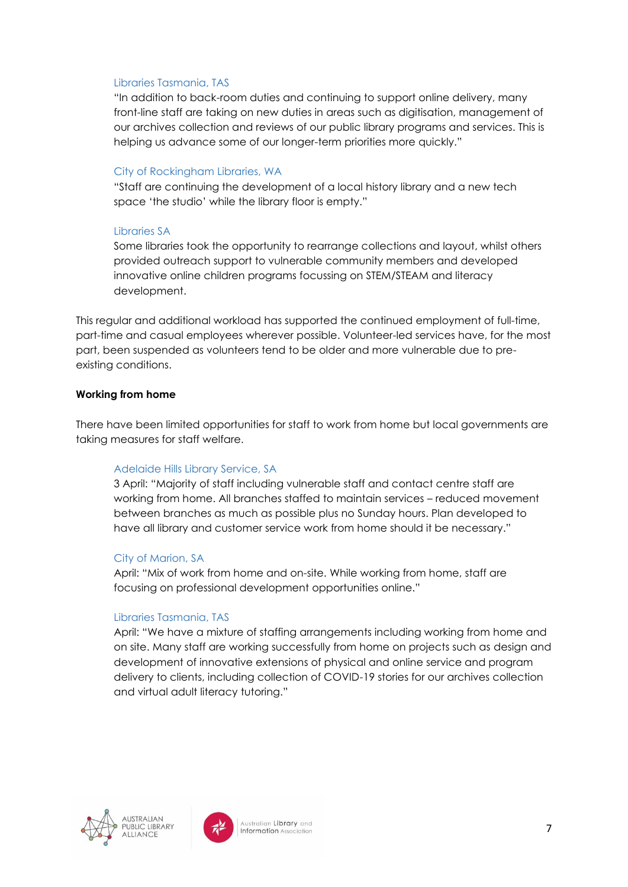Libraries Tasmania, TAS

"In addition to back-room duties and continuing to support online delivery, many front-line staff are taking on new duties in areas such as digitisation, management of our archives collection and reviews of our public library programs and services. This is helping us advance some of our longer-term priorities more quickly."

City of Rockingham Libraries, WA

"Staff are continuing the development of a local history library and a new tech space 'the studio' while the library floor is empty."

Libraries SA

Some libraries took the opportunity to rearrange collections and layout, whilst others provided outreach support to vulnerable community members and developed innovative online children programs focussing on STEM/STEAM and literacy development.

This regular and additional workload has supported the continued employment of full-time, part-time and casual employees wherever possible. Volunteer-led services have, for the most part, been suspended as volunteers tend to be older and more vulnerable due to pre-existing conditions.

**Working from home**

There have been limited opportunities for staff to work from home but local governments are taking measures for staff welfare.

Adelaide Hills Library Service, SA

3 April: "Majority of staff including vulnerable staff and contact centre staff are working from home. All branches staffed to maintain services – reduced movement between branches as much as possible plus no Sunday hours. Plan developed to have all library and customer service work from home should it be necessary."

City of Marion, SA

April: "Mix of work from home and on-site. While working from home, staff are focusing on professional development opportunities online."

Libraries Tasmania, TAS

April: "We have a mixture of staffing arrangements including working from home and on site. Many staff are working successfully from home on projects such as design and development of innovative extensions of physical and online service and program delivery to clients, including collection of COVID-19 stories for our archives collection and virtual adult literacy tutoring."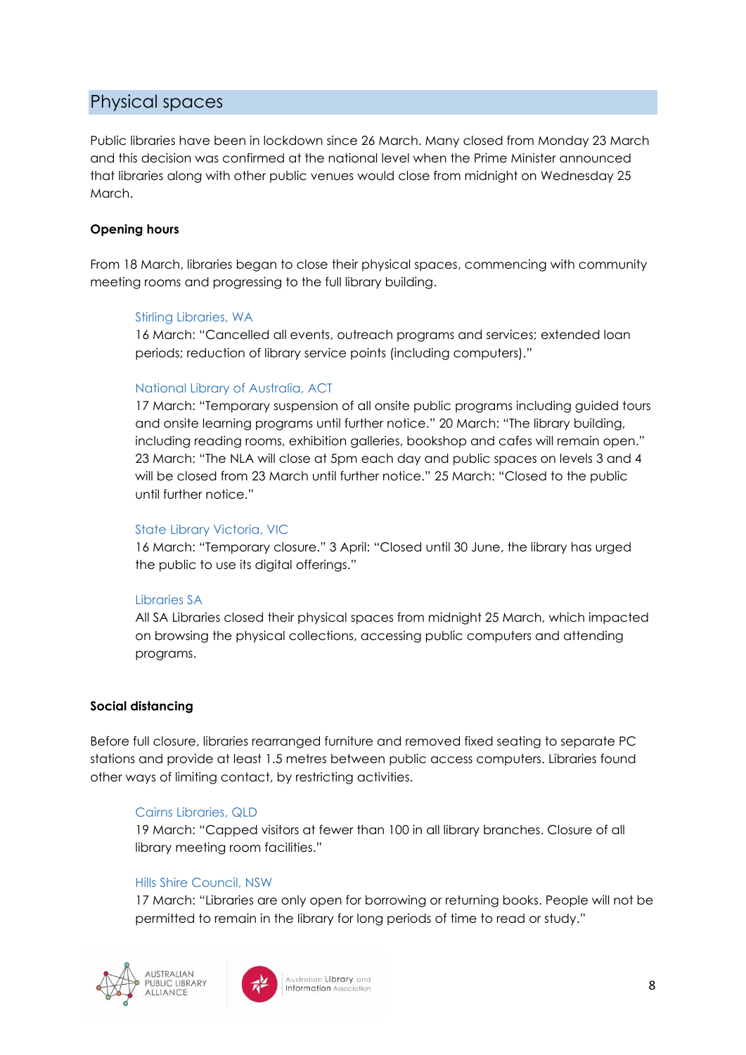## Physical spaces

Public libraries have been in lockdown since 26 March. Many closed from Monday 23 March and this decision was confirmed at the national level when the Prime Minister announced that libraries along with other public venues would close from midnight on Wednesday 25 March.

**Opening hours**

From 18 March, libraries began to close their physical spaces, commencing with community meeting rooms and progressing to the full library building.

> Stirling Libraries, WA
> 16 March: "Cancelled all events, outreach programs and services; extended loan periods; reduction of library service points (including computers)."
>
> National Library of Australia, ACT
> 17 March: "Temporary suspension of all onsite public programs including guided tours and onsite learning programs until further notice." 20 March: "The library building, including reading rooms, exhibition galleries, bookshop and cafes will remain open." 23 March: "The NLA will close at 5pm each day and public spaces on levels 3 and 4 will be closed from 23 March until further notice." 25 March: "Closed to the public until further notice."
>
> State Library Victoria, VIC
> 16 March: "Temporary closure." 3 April: "Closed until 30 June, the library has urged the public to use its digital offerings."
>
> Libraries SA
> All SA Libraries closed their physical spaces from midnight 25 March, which impacted on browsing the physical collections, accessing public computers and attending programs.

**Social distancing**

Before full closure, libraries rearranged furniture and removed fixed seating to separate PC stations and provide at least 1.5 metres between public access computers. Libraries found other ways of limiting contact, by restricting activities.

> Cairns Libraries, QLD
> 19 March: "Capped visitors at fewer than 100 in all library branches. Closure of all library meeting room facilities."
>
> Hills Shire Council, NSW
> 17 March: "Libraries are only open for borrowing or returning books. People will not be permitted to remain in the library for long periods of time to read or study."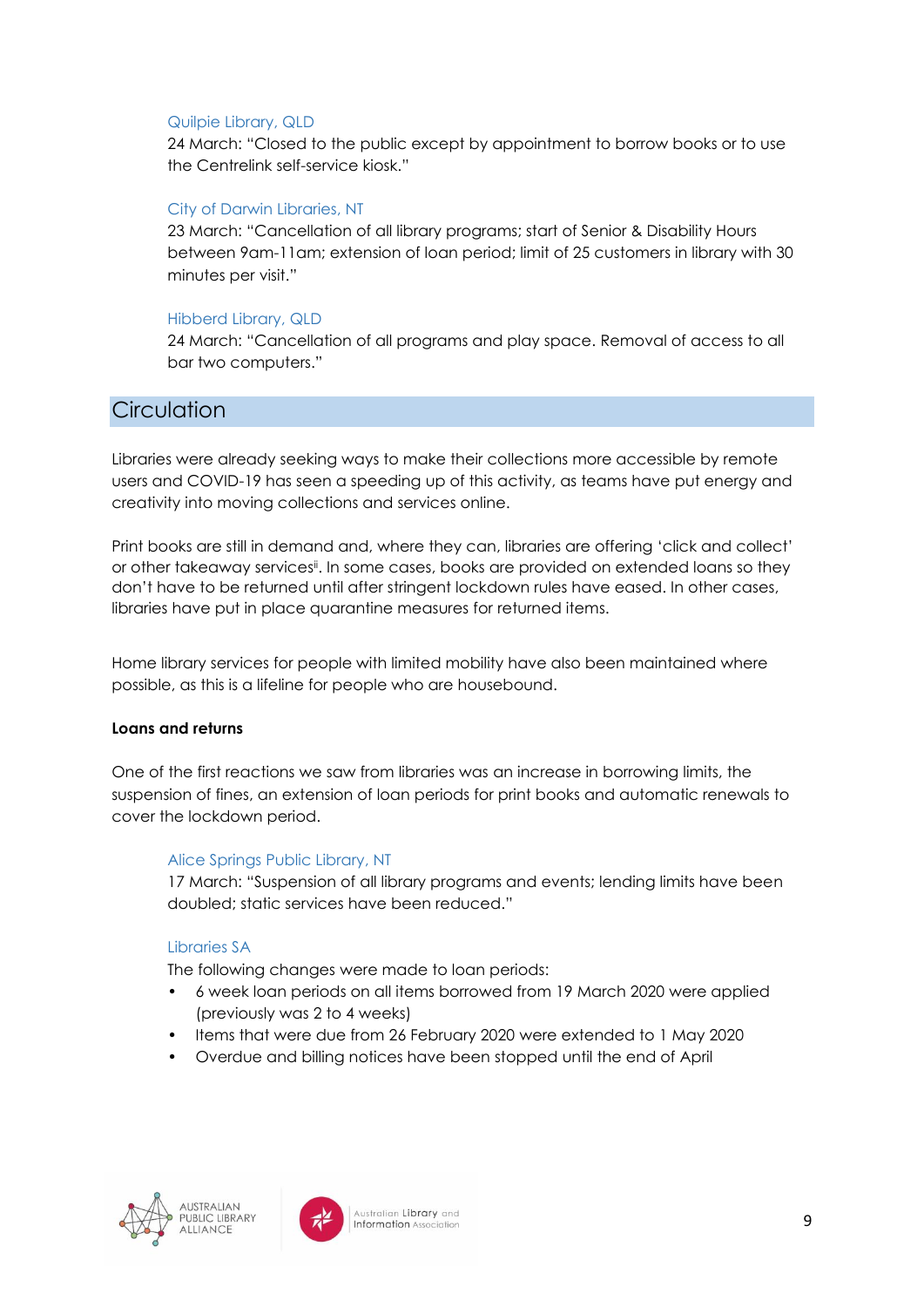Quilpie Library, QLD

24 March: "Closed to the public except by appointment to borrow books or to use the Centrelink self-service kiosk."

City of Darwin Libraries, NT

23 March: "Cancellation of all library programs; start of Senior & Disability Hours between 9am-11am; extension of loan period; limit of 25 customers in library with 30 minutes per visit."

Hibberd Library, QLD

24 March: "Cancellation of all programs and play space. Removal of access to all bar two computers."

## Circulation

Libraries were already seeking ways to make their collections more accessible by remote users and COVID-19 has seen a speeding up of this activity, as teams have put energy and creativity into moving collections and services online.

Print books are still in demand and, where they can, libraries are offering 'click and collect' or other takeaway services[ii]. In some cases, books are provided on extended loans so they don't have to be returned until after stringent lockdown rules have eased. In other cases, libraries have put in place quarantine measures for returned items.

Home library services for people with limited mobility have also been maintained where possible, as this is a lifeline for people who are housebound.

**Loans and returns**

One of the first reactions we saw from libraries was an increase in borrowing limits, the suspension of fines, an extension of loan periods for print books and automatic renewals to cover the lockdown period.

Alice Springs Public Library, NT

17 March: "Suspension of all library programs and events; lending limits have been doubled; static services have been reduced."

Libraries SA

The following changes were made to loan periods:

- 6 week loan periods on all items borrowed from 19 March 2020 were applied (previously was 2 to 4 weeks)
- Items that were due from 26 February 2020 were extended to 1 May 2020
- Overdue and billing notices have been stopped until the end of April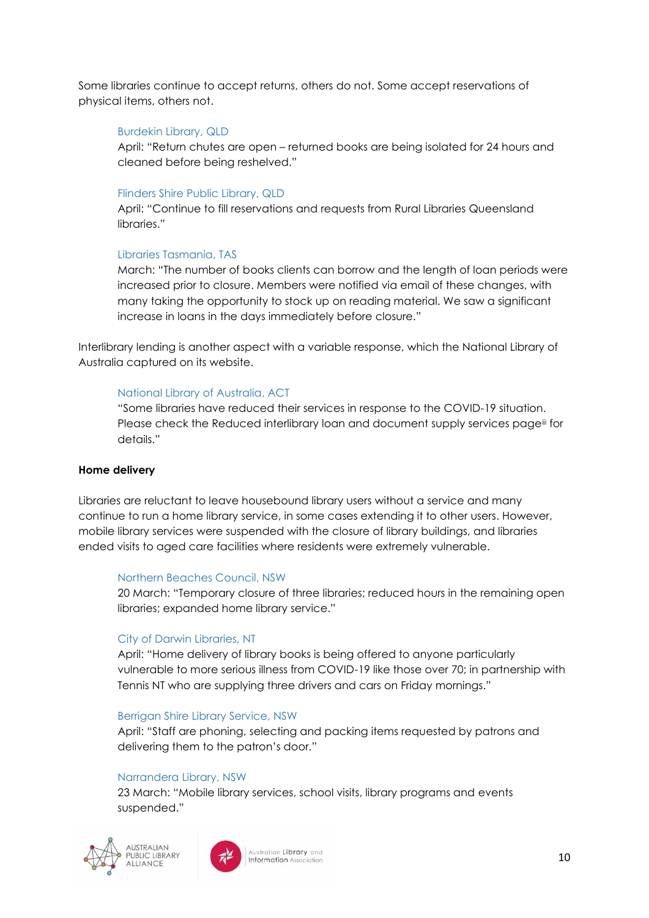Some libraries continue to accept returns, others do not. Some accept reservations of physical items, others not.

> Burdekin Library, QLD
>
> April: "Return chutes are open – returned books are being isolated for 24 hours and cleaned before being reshelved."

> Flinders Shire Public Library, QLD
>
> April: "Continue to fill reservations and requests from Rural Libraries Queensland libraries."

> Libraries Tasmania, TAS
>
> March: "The number of books clients can borrow and the length of loan periods were increased prior to closure. Members were notified via email of these changes, with many taking the opportunity to stock up on reading material. We saw a significant increase in loans in the days immediately before closure."

Interlibrary lending is another aspect with a variable response, which the National Library of Australia captured on its website.

> National Library of Australia, ACT
>
> "Some libraries have reduced their services in response to the COVID-19 situation. Please check the Reduced interlibrary loan and document supply services page[iii] for details."

**Home delivery**

Libraries are reluctant to leave housebound library users without a service and many continue to run a home library service, in some cases extending it to other users. However, mobile library services were suspended with the closure of library buildings, and libraries ended visits to aged care facilities where residents were extremely vulnerable.

> Northern Beaches Council, NSW
>
> 20 March: "Temporary closure of three libraries; reduced hours in the remaining open libraries; expanded home library service."

> City of Darwin Libraries, NT
>
> April: "Home delivery of library books is being offered to anyone particularly vulnerable to more serious illness from COVID-19 like those over 70; in partnership with Tennis NT who are supplying three drivers and cars on Friday mornings."

> Berrigan Shire Library Service, NSW
>
> April: "Staff are phoning, selecting and packing items requested by patrons and delivering them to the patron's door."

> Narrandera Library, NSW
>
> 23 March: "Mobile library services, school visits, library programs and events suspended."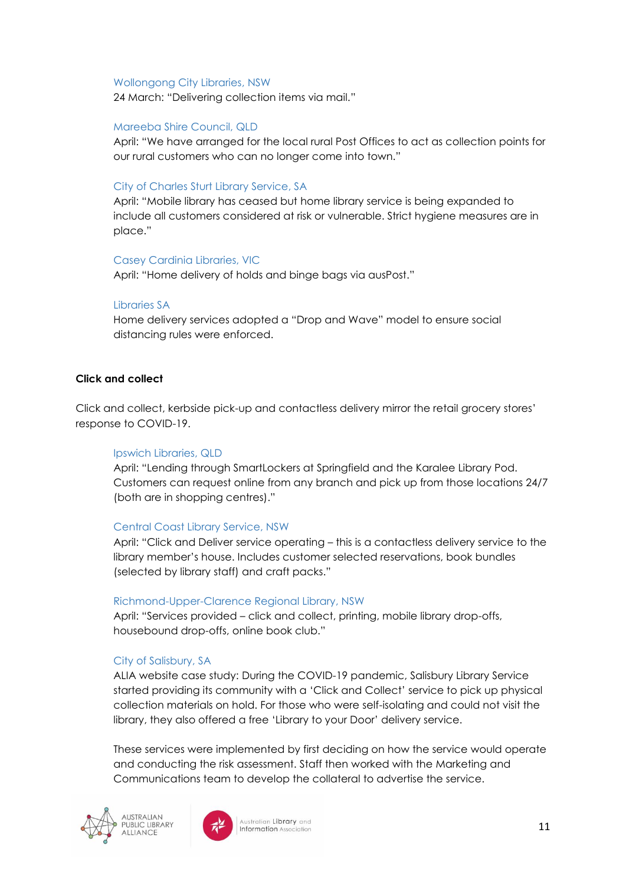Wollongong City Libraries, NSW
24 March: "Delivering collection items via mail."

Mareeba Shire Council, QLD
April: "We have arranged for the local rural Post Offices to act as collection points for our rural customers who can no longer come into town."

City of Charles Sturt Library Service, SA
April: "Mobile library has ceased but home library service is being expanded to include all customers considered at risk or vulnerable. Strict hygiene measures are in place."

Casey Cardinia Libraries, VIC
April: "Home delivery of holds and binge bags via ausPost."

Libraries SA
Home delivery services adopted a "Drop and Wave" model to ensure social distancing rules were enforced.

**Click and collect**

Click and collect, kerbside pick-up and contactless delivery mirror the retail grocery stores' response to COVID-19.

Ipswich Libraries, QLD
April: "Lending through SmartLockers at Springfield and the Karalee Library Pod. Customers can request online from any branch and pick up from those locations 24/7 (both are in shopping centres)."

Central Coast Library Service, NSW
April: "Click and Deliver service operating – this is a contactless delivery service to the library member's house. Includes customer selected reservations, book bundles (selected by library staff) and craft packs."

Richmond-Upper-Clarence Regional Library, NSW
April: "Services provided – click and collect, printing, mobile library drop-offs, housebound drop-offs, online book club."

City of Salisbury, SA
ALIA website case study: During the COVID-19 pandemic, Salisbury Library Service started providing its community with a 'Click and Collect' service to pick up physical collection materials on hold. For those who were self-isolating and could not visit the library, they also offered a free 'Library to your Door' delivery service.

These services were implemented by first deciding on how the service would operate and conducting the risk assessment. Staff then worked with the Marketing and Communications team to develop the collateral to advertise the service.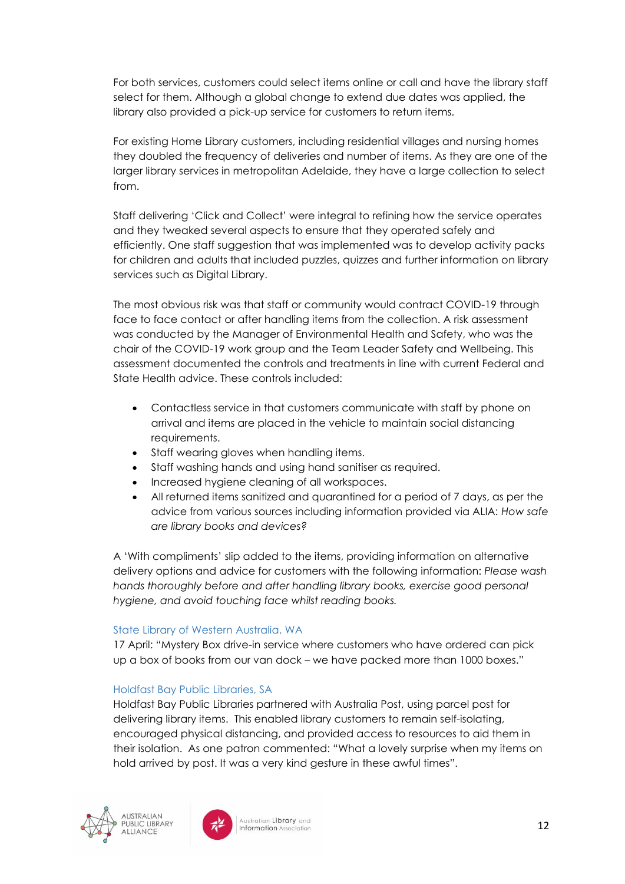For both services, customers could select items online or call and have the library staff select for them. Although a global change to extend due dates was applied, the library also provided a pick-up service for customers to return items.

For existing Home Library customers, including residential villages and nursing homes they doubled the frequency of deliveries and number of items. As they are one of the larger library services in metropolitan Adelaide, they have a large collection to select from.

Staff delivering 'Click and Collect' were integral to refining how the service operates and they tweaked several aspects to ensure that they operated safely and efficiently. One staff suggestion that was implemented was to develop activity packs for children and adults that included puzzles, quizzes and further information on library services such as Digital Library.

The most obvious risk was that staff or community would contract COVID-19 through face to face contact or after handling items from the collection. A risk assessment was conducted by the Manager of Environmental Health and Safety, who was the chair of the COVID-19 work group and the Team Leader Safety and Wellbeing. This assessment documented the controls and treatments in line with current Federal and State Health advice. These controls included:

- Contactless service in that customers communicate with staff by phone on arrival and items are placed in the vehicle to maintain social distancing requirements.
- Staff wearing gloves when handling items.
- Staff washing hands and using hand sanitiser as required.
- Increased hygiene cleaning of all workspaces.
- All returned items sanitized and quarantined for a period of 7 days, as per the advice from various sources including information provided via ALIA: *How safe are library books and devices?*

A 'With compliments' slip added to the items, providing information on alternative delivery options and advice for customers with the following information: *Please wash hands thoroughly before and after handling library books, exercise good personal hygiene, and avoid touching face whilst reading books.*

### State Library of Western Australia, WA

17 April: "Mystery Box drive-in service where customers who have ordered can pick up a box of books from our van dock – we have packed more than 1000 boxes."

### Holdfast Bay Public Libraries, SA

Holdfast Bay Public Libraries partnered with Australia Post, using parcel post for delivering library items. This enabled library customers to remain self-isolating, encouraged physical distancing, and provided access to resources to aid them in their isolation. As one patron commented: "What a lovely surprise when my items on hold arrived by post. It was a very kind gesture in these awful times".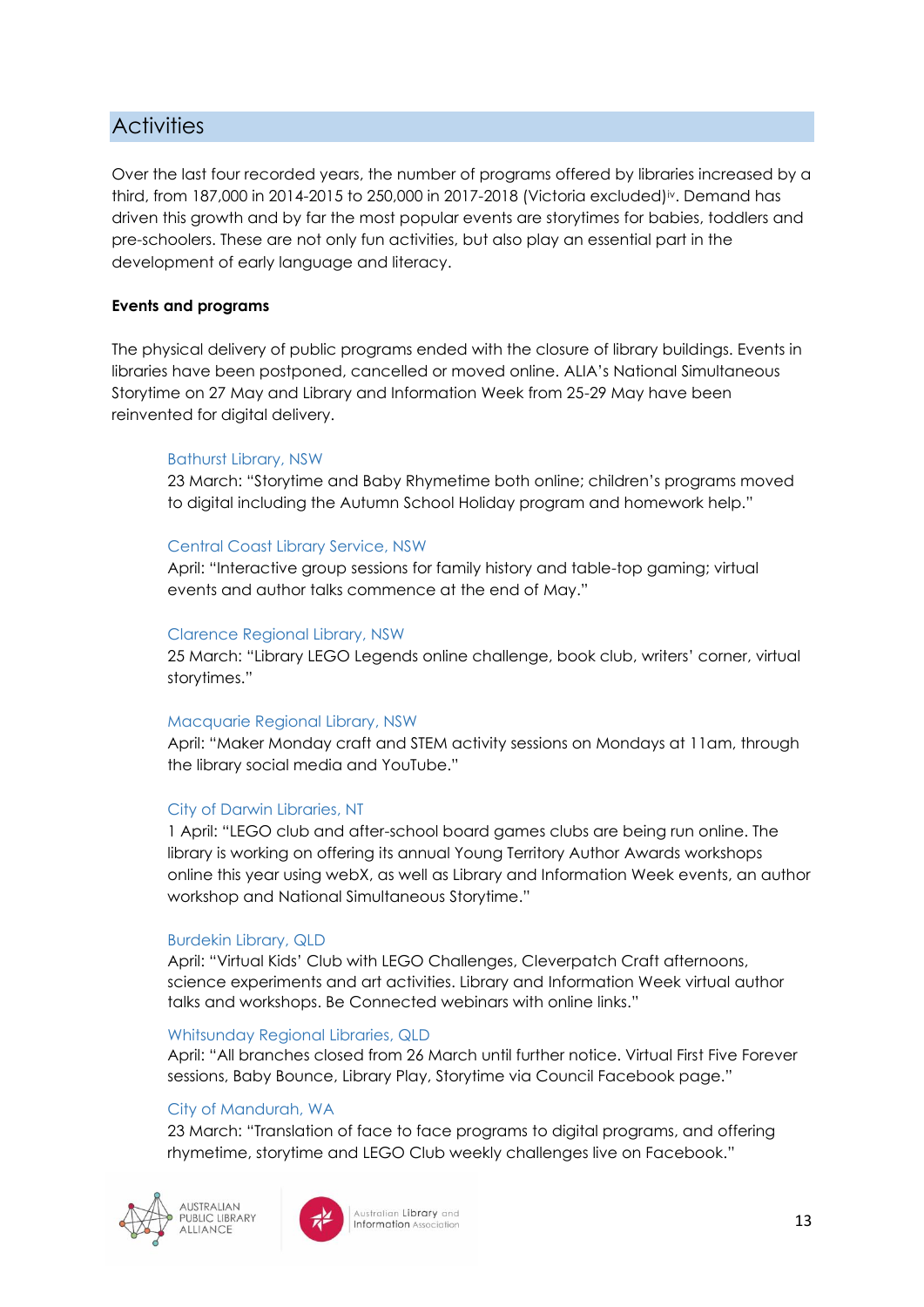## Activities

Over the last four recorded years, the number of programs offered by libraries increased by a third, from 187,000 in 2014-2015 to 250,000 in 2017-2018 (Victoria excluded)[iv]. Demand has driven this growth and by far the most popular events are storytimes for babies, toddlers and pre-schoolers. These are not only fun activities, but also play an essential part in the development of early language and literacy.

**Events and programs**

The physical delivery of public programs ended with the closure of library buildings. Events in libraries have been postponed, cancelled or moved online. ALIA's National Simultaneous Storytime on 27 May and Library and Information Week from 25-29 May have been reinvented for digital delivery.

Bathurst Library, NSW
23 March: "Storytime and Baby Rhymetime both online; children's programs moved to digital including the Autumn School Holiday program and homework help."

Central Coast Library Service, NSW
April: "Interactive group sessions for family history and table-top gaming; virtual events and author talks commence at the end of May."

Clarence Regional Library, NSW
25 March: "Library LEGO Legends online challenge, book club, writers' corner, virtual storytimes."

Macquarie Regional Library, NSW
April: "Maker Monday craft and STEM activity sessions on Mondays at 11am, through the library social media and YouTube."

City of Darwin Libraries, NT
1 April: "LEGO club and after-school board games clubs are being run online. The library is working on offering its annual Young Territory Author Awards workshops online this year using webX, as well as Library and Information Week events, an author workshop and National Simultaneous Storytime."

Burdekin Library, QLD
April: "Virtual Kids' Club with LEGO Challenges, Cleverpatch Craft afternoons, science experiments and art activities. Library and Information Week virtual author talks and workshops. Be Connected webinars with online links."

Whitsunday Regional Libraries, QLD
April: "All branches closed from 26 March until further notice. Virtual First Five Forever sessions, Baby Bounce, Library Play, Storytime via Council Facebook page."

City of Mandurah, WA
23 March: "Translation of face to face programs to digital programs, and offering rhymetime, storytime and LEGO Club weekly challenges live on Facebook."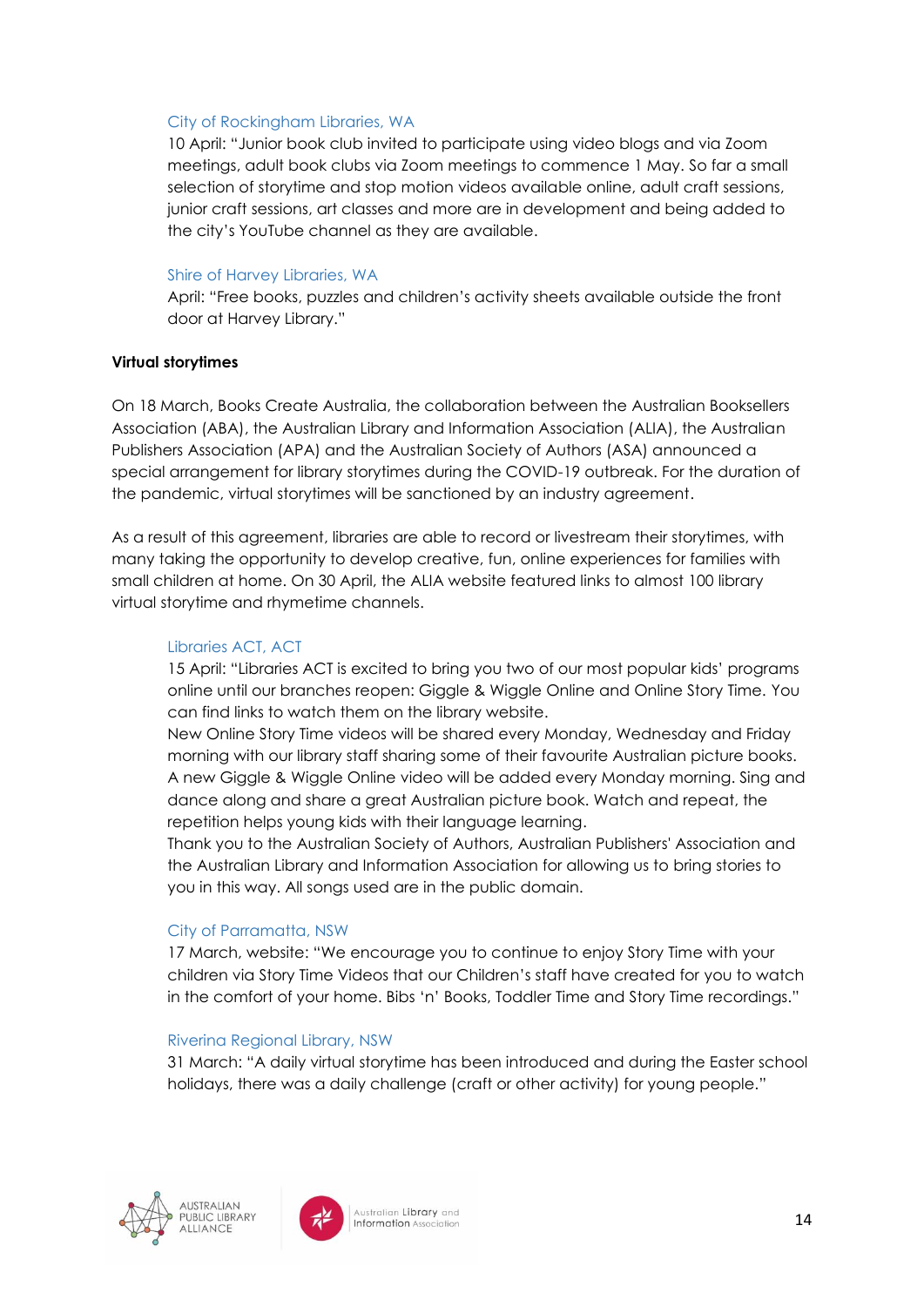City of Rockingham Libraries, WA

10 April: "Junior book club invited to participate using video blogs and via Zoom meetings, adult book clubs via Zoom meetings to commence 1 May. So far a small selection of storytime and stop motion videos available online, adult craft sessions, junior craft sessions, art classes and more are in development and being added to the city's YouTube channel as they are available.

Shire of Harvey Libraries, WA

April: "Free books, puzzles and children's activity sheets available outside the front door at Harvey Library."

**Virtual storytimes**

On 18 March, Books Create Australia, the collaboration between the Australian Booksellers Association (ABA), the Australian Library and Information Association (ALIA), the Australian Publishers Association (APA) and the Australian Society of Authors (ASA) announced a special arrangement for library storytimes during the COVID-19 outbreak. For the duration of the pandemic, virtual storytimes will be sanctioned by an industry agreement.

As a result of this agreement, libraries are able to record or livestream their storytimes, with many taking the opportunity to develop creative, fun, online experiences for families with small children at home. On 30 April, the ALIA website featured links to almost 100 library virtual storytime and rhymetime channels.

Libraries ACT, ACT

15 April: "Libraries ACT is excited to bring you two of our most popular kids' programs online until our branches reopen: Giggle & Wiggle Online and Online Story Time. You can find links to watch them on the library website.

New Online Story Time videos will be shared every Monday, Wednesday and Friday morning with our library staff sharing some of their favourite Australian picture books. A new Giggle & Wiggle Online video will be added every Monday morning. Sing and dance along and share a great Australian picture book. Watch and repeat, the repetition helps young kids with their language learning.

Thank you to the Australian Society of Authors, Australian Publishers' Association and the Australian Library and Information Association for allowing us to bring stories to you in this way. All songs used are in the public domain.

City of Parramatta, NSW

17 March, website: "We encourage you to continue to enjoy Story Time with your children via Story Time Videos that our Children's staff have created for you to watch in the comfort of your home. Bibs 'n' Books, Toddler Time and Story Time recordings."

Riverina Regional Library, NSW

31 March: "A daily virtual storytime has been introduced and during the Easter school holidays, there was a daily challenge (craft or other activity) for young people."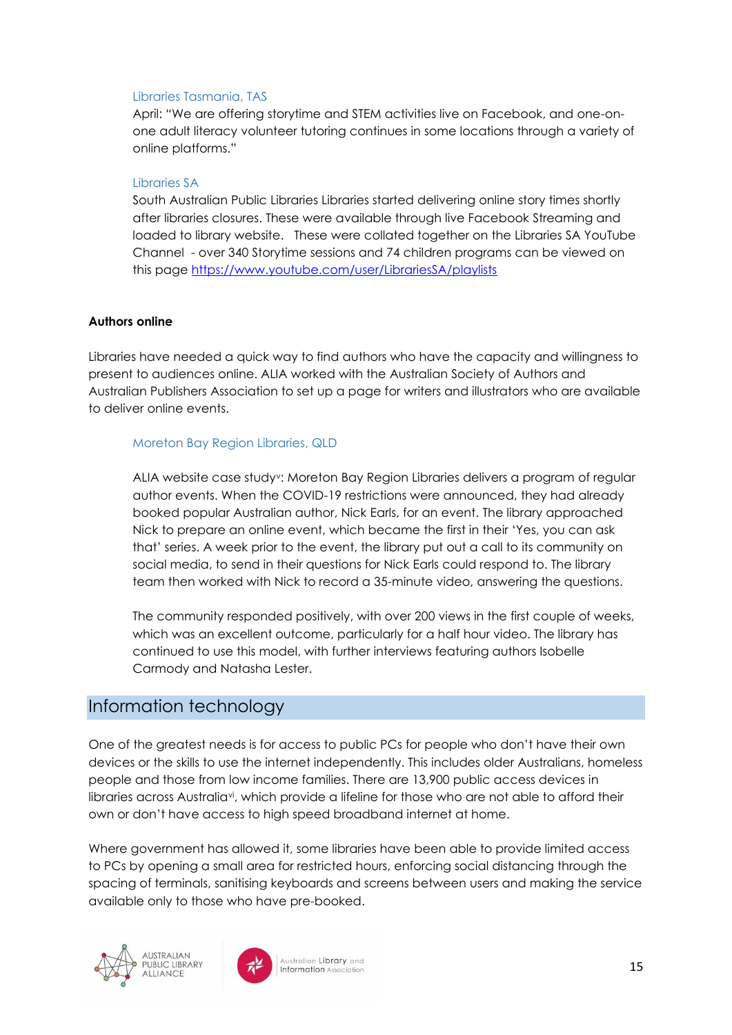Libraries Tasmania, TAS

April: "We are offering storytime and STEM activities live on Facebook, and one-on-one adult literacy volunteer tutoring continues in some locations through a variety of online platforms."

Libraries SA

South Australian Public Libraries Libraries started delivering online story times shortly after libraries closures. These were available through live Facebook Streaming and loaded to library website. These were collated together on the Libraries SA YouTube Channel - over 340 Storytime sessions and 74 children programs can be viewed on this page https://www.youtube.com/user/LibrariesSA/playlists

**Authors online**

Libraries have needed a quick way to find authors who have the capacity and willingness to present to audiences online. ALIA worked with the Australian Society of Authors and Australian Publishers Association to set up a page for writers and illustrators who are available to deliver online events.

Moreton Bay Region Libraries, QLD

ALIA website case study[v]: Moreton Bay Region Libraries delivers a program of regular author events. When the COVID-19 restrictions were announced, they had already booked popular Australian author, Nick Earls, for an event. The library approached Nick to prepare an online event, which became the first in their 'Yes, you can ask that' series. A week prior to the event, the library put out a call to its community on social media, to send in their questions for Nick Earls could respond to. The library team then worked with Nick to record a 35-minute video, answering the questions.

The community responded positively, with over 200 views in the first couple of weeks, which was an excellent outcome, particularly for a half hour video. The library has continued to use this model, with further interviews featuring authors Isobelle Carmody and Natasha Lester.

## Information technology

One of the greatest needs is for access to public PCs for people who don't have their own devices or the skills to use the internet independently. This includes older Australians, homeless people and those from low income families. There are 13,900 public access devices in libraries across Australia[vi], which provide a lifeline for those who are not able to afford their own or don't have access to high speed broadband internet at home.

Where government has allowed it, some libraries have been able to provide limited access to PCs by opening a small area for restricted hours, enforcing social distancing through the spacing of terminals, sanitising keyboards and screens between users and making the service available only to those who have pre-booked.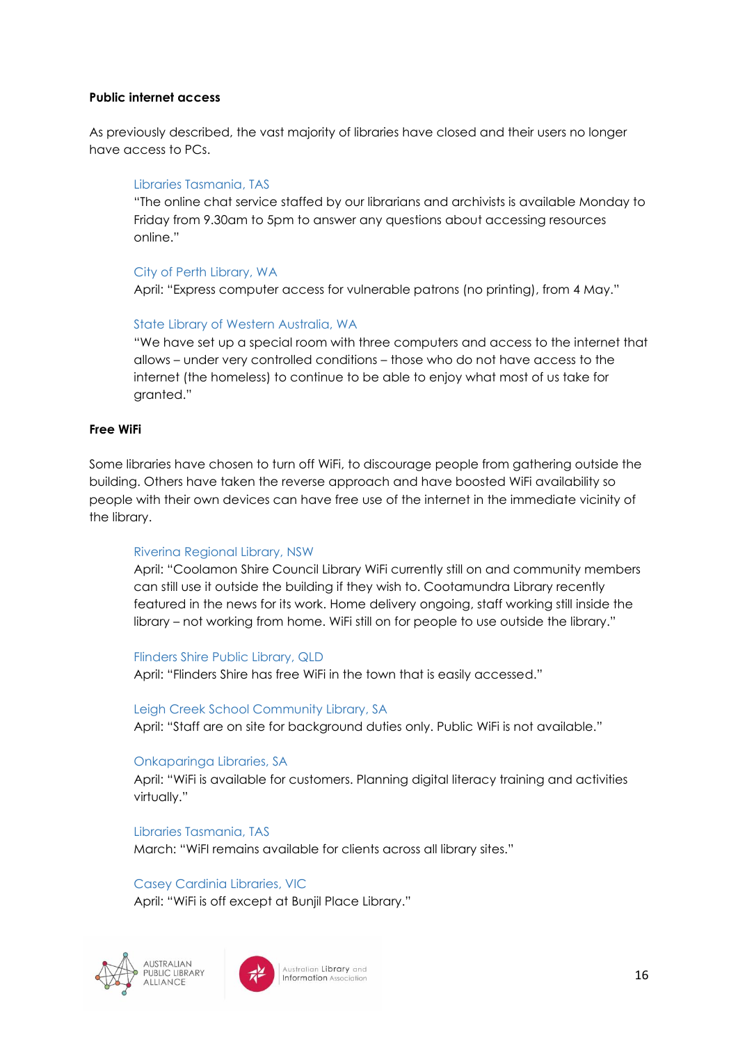**Public internet access**

As previously described, the vast majority of libraries have closed and their users no longer have access to PCs.

> Libraries Tasmania, TAS
> "The online chat service staffed by our librarians and archivists is available Monday to Friday from 9.30am to 5pm to answer any questions about accessing resources online."
>
> City of Perth Library, WA
> April: "Express computer access for vulnerable patrons (no printing), from 4 May."
>
> State Library of Western Australia, WA
> "We have set up a special room with three computers and access to the internet that allows – under very controlled conditions – those who do not have access to the internet (the homeless) to continue to be able to enjoy what most of us take for granted."

**Free WiFi**

Some libraries have chosen to turn off WiFi, to discourage people from gathering outside the building. Others have taken the reverse approach and have boosted WiFi availability so people with their own devices can have free use of the internet in the immediate vicinity of the library.

> Riverina Regional Library, NSW
> April: "Coolamon Shire Council Library WiFi currently still on and community members can still use it outside the building if they wish to. Cootamundra Library recently featured in the news for its work. Home delivery ongoing, staff working still inside the library – not working from home. WiFi still on for people to use outside the library."
>
> Flinders Shire Public Library, QLD
> April: "Flinders Shire has free WiFi in the town that is easily accessed."
>
> Leigh Creek School Community Library, SA
> April: "Staff are on site for background duties only. Public WiFi is not available."
>
> Onkaparinga Libraries, SA
> April: "WiFi is available for customers. Planning digital literacy training and activities virtually."
>
> Libraries Tasmania, TAS
> March: "WiFI remains available for clients across all library sites."
>
> Casey Cardinia Libraries, VIC
> April: "WiFi is off except at Bunjil Place Library."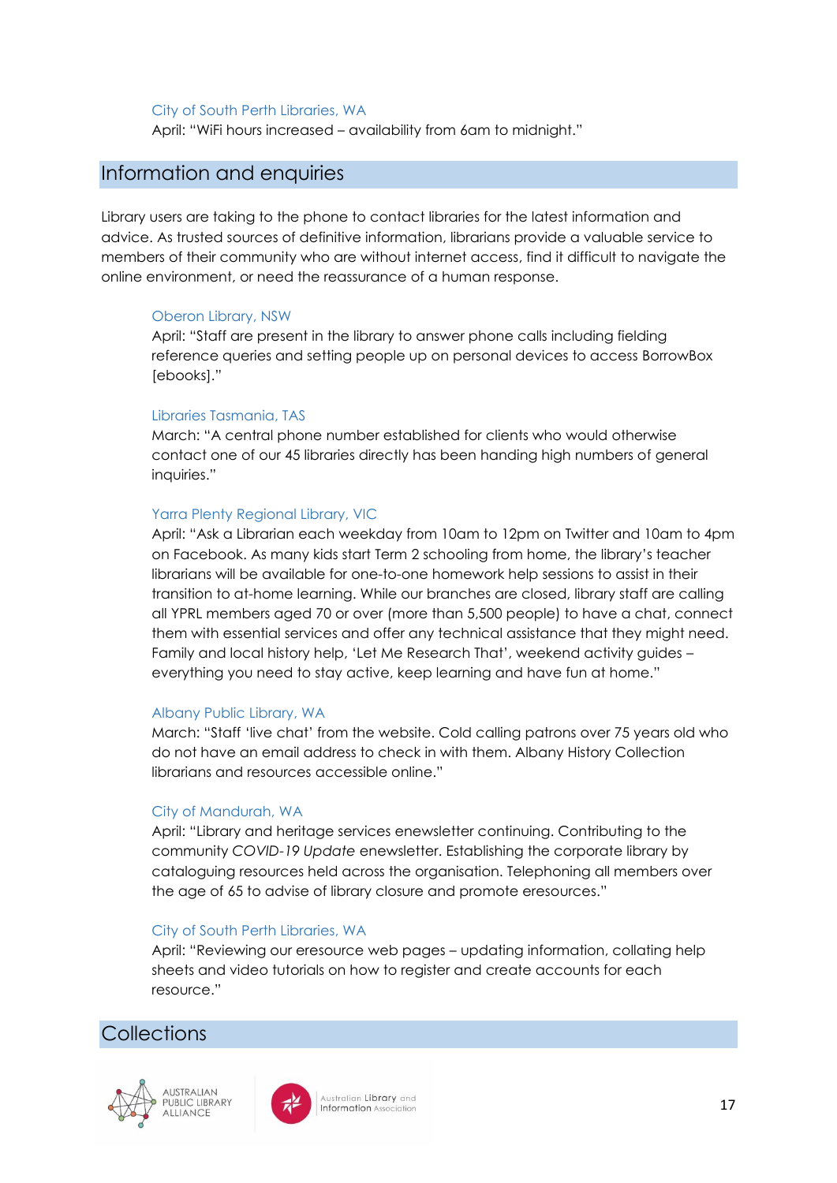City of South Perth Libraries, WA

April: "WiFi hours increased – availability from 6am to midnight."

## Information and enquiries

Library users are taking to the phone to contact libraries for the latest information and advice. As trusted sources of definitive information, librarians provide a valuable service to members of their community who are without internet access, find it difficult to navigate the online environment, or need the reassurance of a human response.

Oberon Library, NSW

April: "Staff are present in the library to answer phone calls including fielding reference queries and setting people up on personal devices to access BorrowBox [ebooks]."

Libraries Tasmania, TAS

March: "A central phone number established for clients who would otherwise contact one of our 45 libraries directly has been handing high numbers of general inquiries."

Yarra Plenty Regional Library, VIC

April: "Ask a Librarian each weekday from 10am to 12pm on Twitter and 10am to 4pm on Facebook. As many kids start Term 2 schooling from home, the library's teacher librarians will be available for one-to-one homework help sessions to assist in their transition to at-home learning. While our branches are closed, library staff are calling all YPRL members aged 70 or over (more than 5,500 people) to have a chat, connect them with essential services and offer any technical assistance that they might need. Family and local history help, 'Let Me Research That', weekend activity guides – everything you need to stay active, keep learning and have fun at home."

Albany Public Library, WA

March: "Staff 'live chat' from the website. Cold calling patrons over 75 years old who do not have an email address to check in with them. Albany History Collection librarians and resources accessible online."

City of Mandurah, WA

April: "Library and heritage services enewsletter continuing. Contributing to the community *COVID-19 Update* enewsletter. Establishing the corporate library by cataloguing resources held across the organisation. Telephoning all members over the age of 65 to advise of library closure and promote eresources."

City of South Perth Libraries, WA

April: "Reviewing our eresource web pages – updating information, collating help sheets and video tutorials on how to register and create accounts for each resource."

## Collections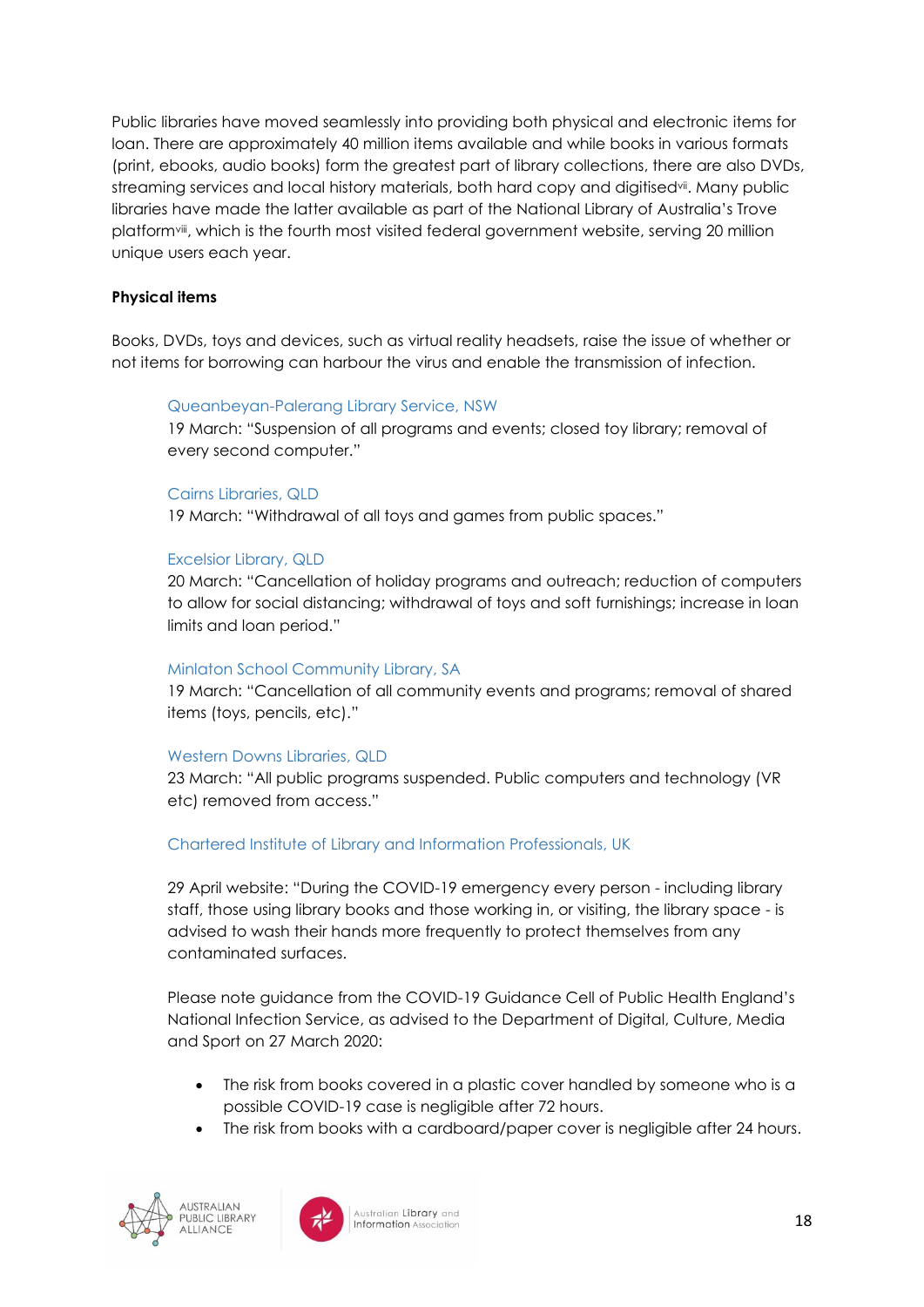Public libraries have moved seamlessly into providing both physical and electronic items for loan. There are approximately 40 million items available and while books in various formats (print, ebooks, audio books) form the greatest part of library collections, there are also DVDs, streaming services and local history materials, both hard copy and digitised[vii]. Many public libraries have made the latter available as part of the National Library of Australia's Trove platform[viii], which is the fourth most visited federal government website, serving 20 million unique users each year.

**Physical items**

Books, DVDs, toys and devices, such as virtual reality headsets, raise the issue of whether or not items for borrowing can harbour the virus and enable the transmission of infection.

> Queanbeyan-Palerang Library Service, NSW
> 19 March: "Suspension of all programs and events; closed toy library; removal of every second computer."
>
> Cairns Libraries, QLD
> 19 March: "Withdrawal of all toys and games from public spaces."
>
> Excelsior Library, QLD
> 20 March: "Cancellation of holiday programs and outreach; reduction of computers to allow for social distancing; withdrawal of toys and soft furnishings; increase in loan limits and loan period."
>
> Minlaton School Community Library, SA
> 19 March: "Cancellation of all community events and programs; removal of shared items (toys, pencils, etc)."
>
> Western Downs Libraries, QLD
> 23 March: "All public programs suspended. Public computers and technology (VR etc) removed from access."
>
> Chartered Institute of Library and Information Professionals, UK
>
> 29 April website: "During the COVID-19 emergency every person - including library staff, those using library books and those working in, or visiting, the library space - is advised to wash their hands more frequently to protect themselves from any contaminated surfaces.
>
> Please note guidance from the COVID-19 Guidance Cell of Public Health England's National Infection Service, as advised to the Department of Digital, Culture, Media and Sport on 27 March 2020:
>
> - The risk from books covered in a plastic cover handled by someone who is a possible COVID-19 case is negligible after 72 hours.
> - The risk from books with a cardboard/paper cover is negligible after 24 hours.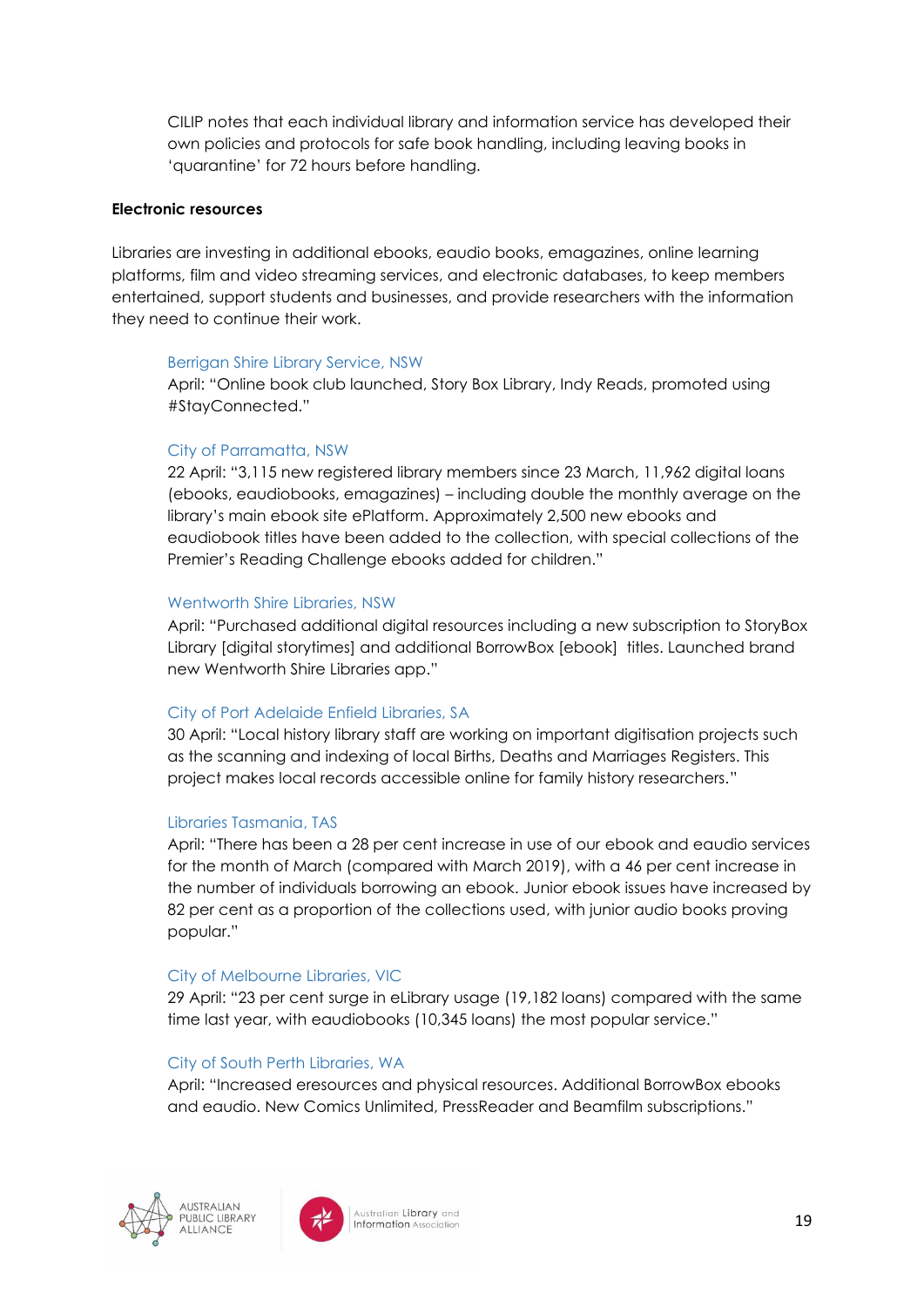CILIP notes that each individual library and information service has developed their own policies and protocols for safe book handling, including leaving books in 'quarantine' for 72 hours before handling.

**Electronic resources**

Libraries are investing in additional ebooks, eaudio books, emagazines, online learning platforms, film and video streaming services, and electronic databases, to keep members entertained, support students and businesses, and provide researchers with the information they need to continue their work.

Berrigan Shire Library Service, NSW
April: "Online book club launched, Story Box Library, Indy Reads, promoted using #StayConnected."

City of Parramatta, NSW
22 April: "3,115 new registered library members since 23 March, 11,962 digital loans (ebooks, eaudiobooks, emagazines) – including double the monthly average on the library's main ebook site ePlatform. Approximately 2,500 new ebooks and eaudiobook titles have been added to the collection, with special collections of the Premier's Reading Challenge ebooks added for children."

Wentworth Shire Libraries, NSW
April: "Purchased additional digital resources including a new subscription to StoryBox Library [digital storytimes] and additional BorrowBox [ebook] titles. Launched brand new Wentworth Shire Libraries app."

City of Port Adelaide Enfield Libraries, SA
30 April: "Local history library staff are working on important digitisation projects such as the scanning and indexing of local Births, Deaths and Marriages Registers. This project makes local records accessible online for family history researchers."

Libraries Tasmania, TAS
April: "There has been a 28 per cent increase in use of our ebook and eaudio services for the month of March (compared with March 2019), with a 46 per cent increase in the number of individuals borrowing an ebook. Junior ebook issues have increased by 82 per cent as a proportion of the collections used, with junior audio books proving popular."

City of Melbourne Libraries, VIC
29 April: "23 per cent surge in eLibrary usage (19,182 loans) compared with the same time last year, with eaudiobooks (10,345 loans) the most popular service."

City of South Perth Libraries, WA
April: "Increased eresources and physical resources. Additional BorrowBox ebooks and eaudio. New Comics Unlimited, PressReader and Beamfilm subscriptions."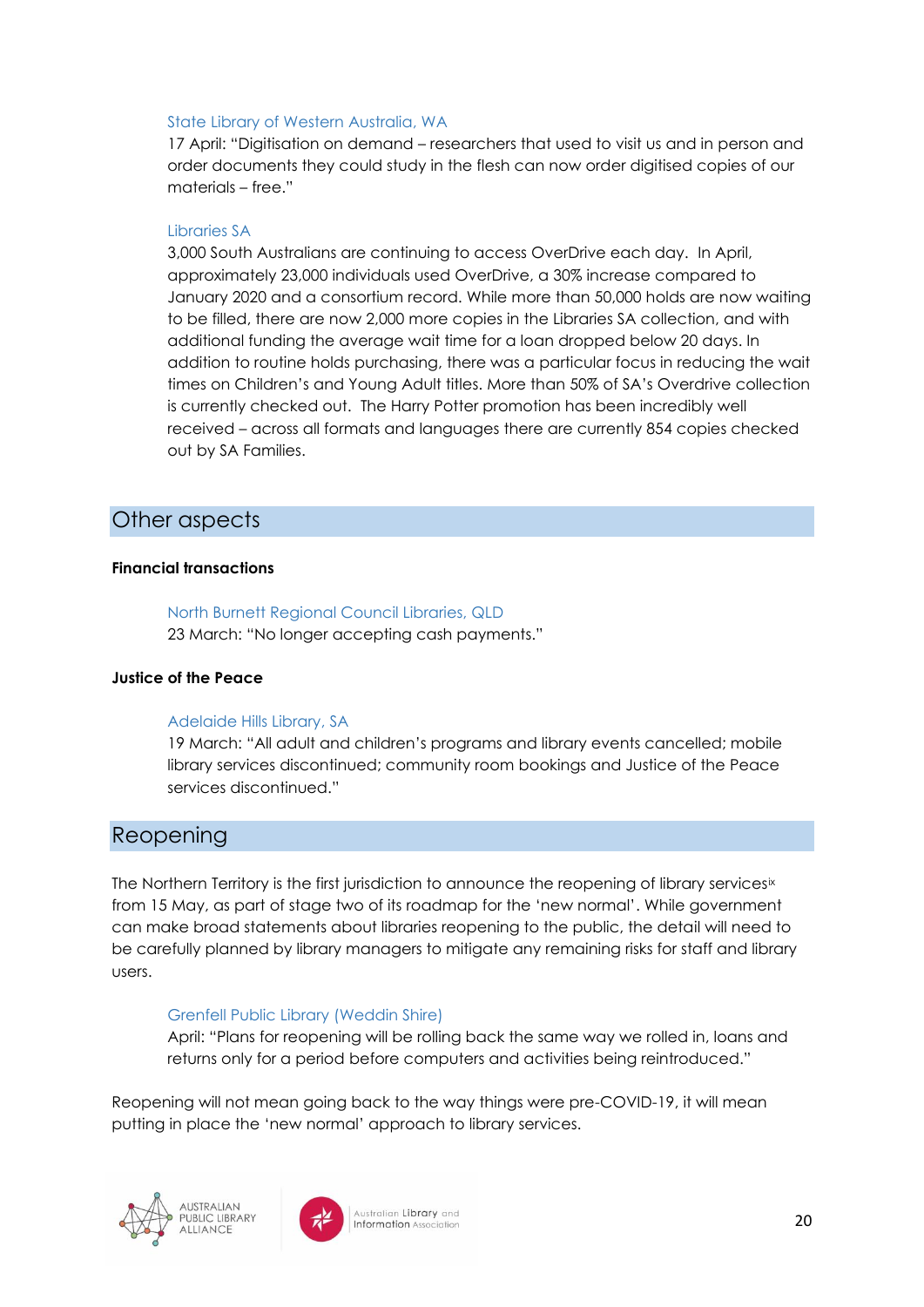State Library of Western Australia, WA

17 April: "Digitisation on demand – researchers that used to visit us and in person and order documents they could study in the flesh can now order digitised copies of our materials – free."

Libraries SA

3,000 South Australians are continuing to access OverDrive each day. In April, approximately 23,000 individuals used OverDrive, a 30% increase compared to January 2020 and a consortium record. While more than 50,000 holds are now waiting to be filled, there are now 2,000 more copies in the Libraries SA collection, and with additional funding the average wait time for a loan dropped below 20 days. In addition to routine holds purchasing, there was a particular focus in reducing the wait times on Children's and Young Adult titles. More than 50% of SA's Overdrive collection is currently checked out. The Harry Potter promotion has been incredibly well received – across all formats and languages there are currently 854 copies checked out by SA Families.

## Other aspects

**Financial transactions**

North Burnett Regional Council Libraries, QLD

23 March: "No longer accepting cash payments."

**Justice of the Peace**

Adelaide Hills Library, SA

19 March: "All adult and children's programs and library events cancelled; mobile library services discontinued; community room bookings and Justice of the Peace services discontinued."

## Reopening

The Northern Territory is the first jurisdiction to announce the reopening of library services[ix] from 15 May, as part of stage two of its roadmap for the 'new normal'. While government can make broad statements about libraries reopening to the public, the detail will need to be carefully planned by library managers to mitigate any remaining risks for staff and library users.

Grenfell Public Library (Weddin Shire)

April: "Plans for reopening will be rolling back the same way we rolled in, loans and returns only for a period before computers and activities being reintroduced."

Reopening will not mean going back to the way things were pre-COVID-19, it will mean putting in place the 'new normal' approach to library services.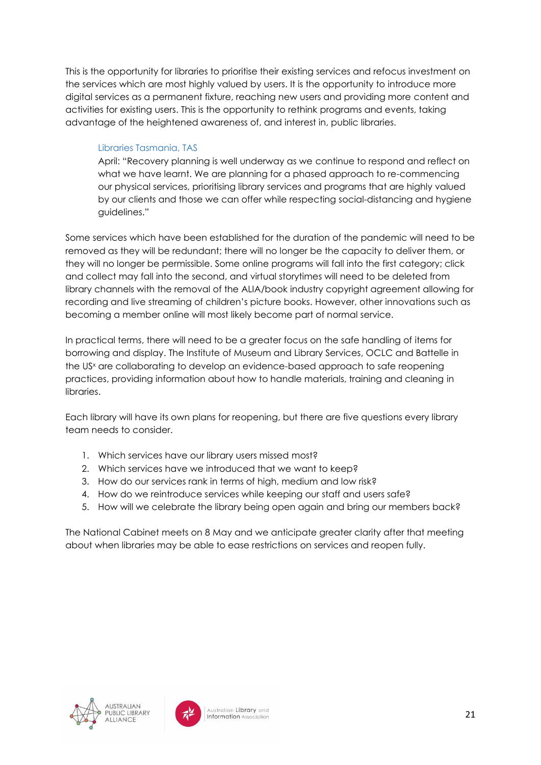This is the opportunity for libraries to prioritise their existing services and refocus investment on the services which are most highly valued by users. It is the opportunity to introduce more digital services as a permanent fixture, reaching new users and providing more content and activities for existing users. This is the opportunity to rethink programs and events, taking advantage of the heightened awareness of, and interest in, public libraries.

> Libraries Tasmania, TAS
>
> April: "Recovery planning is well underway as we continue to respond and reflect on what we have learnt. We are planning for a phased approach to re-commencing our physical services, prioritising library services and programs that are highly valued by our clients and those we can offer while respecting social-distancing and hygiene guidelines."

Some services which have been established for the duration of the pandemic will need to be removed as they will be redundant; there will no longer be the capacity to deliver them, or they will no longer be permissible. Some online programs will fall into the first category; click and collect may fall into the second, and virtual storytimes will need to be deleted from library channels with the removal of the ALIA/book industry copyright agreement allowing for recording and live streaming of children's picture books. However, other innovations such as becoming a member online will most likely become part of normal service.

In practical terms, there will need to be a greater focus on the safe handling of items for borrowing and display. The Institute of Museum and Library Services, OCLC and Battelle in the US[x] are collaborating to develop an evidence-based approach to safe reopening practices, providing information about how to handle materials, training and cleaning in libraries.

Each library will have its own plans for reopening, but there are five questions every library team needs to consider.

1. Which services have our library users missed most?
2. Which services have we introduced that we want to keep?
3. How do our services rank in terms of high, medium and low risk?
4. How do we reintroduce services while keeping our staff and users safe?
5. How will we celebrate the library being open again and bring our members back?

The National Cabinet meets on 8 May and we anticipate greater clarity after that meeting about when libraries may be able to ease restrictions on services and reopen fully.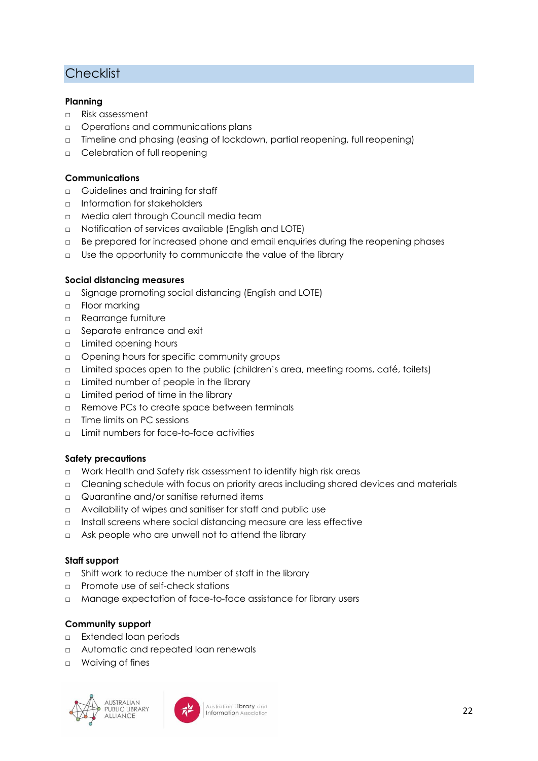## Checklist

**Planning**

- ☐ Risk assessment
- ☐ Operations and communications plans
- ☐ Timeline and phasing (easing of lockdown, partial reopening, full reopening)
- ☐ Celebration of full reopening

**Communications**

- ☐ Guidelines and training for staff
- ☐ Information for stakeholders
- ☐ Media alert through Council media team
- ☐ Notification of services available (English and LOTE)
- ☐ Be prepared for increased phone and email enquiries during the reopening phases
- ☐ Use the opportunity to communicate the value of the library

**Social distancing measures**

- ☐ Signage promoting social distancing (English and LOTE)
- ☐ Floor marking
- ☐ Rearrange furniture
- ☐ Separate entrance and exit
- ☐ Limited opening hours
- ☐ Opening hours for specific community groups
- ☐ Limited spaces open to the public (children's area, meeting rooms, café, toilets)
- ☐ Limited number of people in the library
- ☐ Limited period of time in the library
- ☐ Remove PCs to create space between terminals
- ☐ Time limits on PC sessions
- ☐ Limit numbers for face-to-face activities

**Safety precautions**

- ☐ Work Health and Safety risk assessment to identify high risk areas
- ☐ Cleaning schedule with focus on priority areas including shared devices and materials
- ☐ Quarantine and/or sanitise returned items
- ☐ Availability of wipes and sanitiser for staff and public use
- ☐ Install screens where social distancing measure are less effective
- ☐ Ask people who are unwell not to attend the library

**Staff support**

- ☐ Shift work to reduce the number of staff in the library
- ☐ Promote use of self-check stations
- ☐ Manage expectation of face-to-face assistance for library users

**Community support**

- ☐ Extended loan periods
- ☐ Automatic and repeated loan renewals
- ☐ Waiving of fines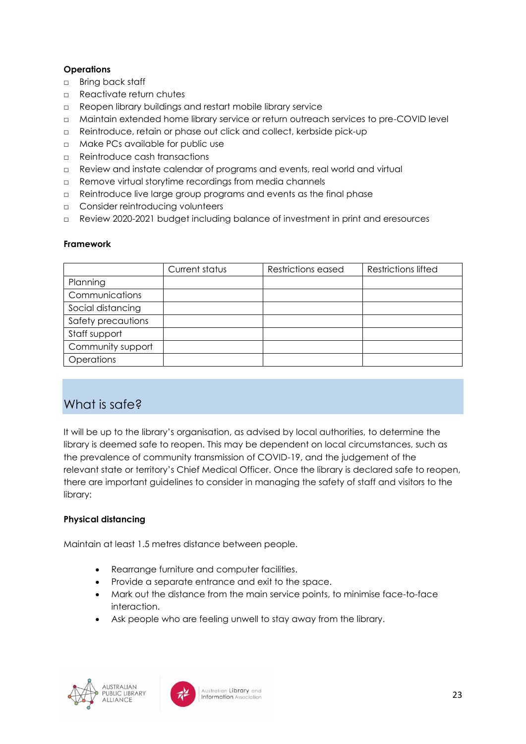**Operations**

- ☐ Bring back staff
- ☐ Reactivate return chutes
- ☐ Reopen library buildings and restart mobile library service
- ☐ Maintain extended home library service or return outreach services to pre-COVID level
- ☐ Reintroduce, retain or phase out click and collect, kerbside pick-up
- ☐ Make PCs available for public use
- ☐ Reintroduce cash transactions
- ☐ Review and instate calendar of programs and events, real world and virtual
- ☐ Remove virtual storytime recordings from media channels
- ☐ Reintroduce live large group programs and events as the final phase
- ☐ Consider reintroducing volunteers
- ☐ Review 2020-2021 budget including balance of investment in print and eresources

**Framework**

| | Current status | Restrictions eased | Restrictions lifted |
|---|---|---|---|
| Planning | | | |
| Communications | | | |
| Social distancing | | | |
| Safety precautions | | | |
| Staff support | | | |
| Community support | | | |
| Operations | | | |

## What is safe?

It will be up to the library's organisation, as advised by local authorities, to determine the library is deemed safe to reopen. This may be dependent on local circumstances, such as the prevalence of community transmission of COVID-19, and the judgement of the relevant state or territory's Chief Medical Officer. Once the library is declared safe to reopen, there are important guidelines to consider in managing the safety of staff and visitors to the library:

**Physical distancing**

Maintain at least 1.5 metres distance between people.

- Rearrange furniture and computer facilities.
- Provide a separate entrance and exit to the space.
- Mark out the distance from the main service points, to minimise face-to-face interaction.
- Ask people who are feeling unwell to stay away from the library.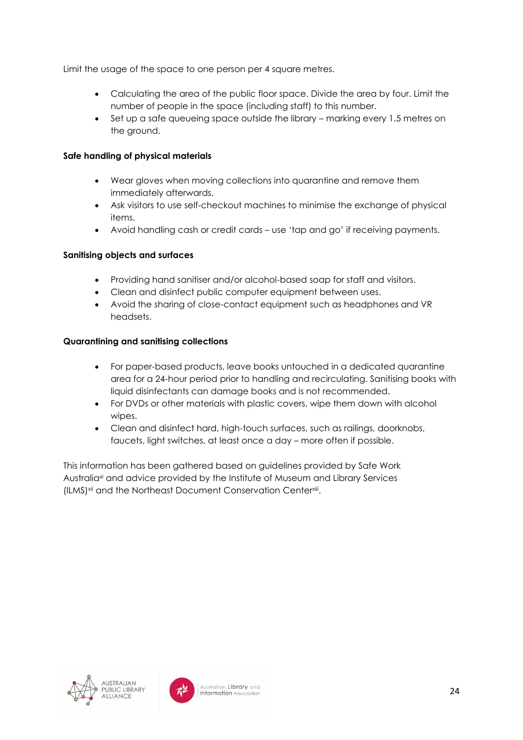Limit the usage of the space to one person per 4 square metres.

- Calculating the area of the public floor space. Divide the area by four. Limit the number of people in the space (including staff) to this number.
- Set up a safe queueing space outside the library – marking every 1.5 metres on the ground.

**Safe handling of physical materials**

- Wear gloves when moving collections into quarantine and remove them immediately afterwards.
- Ask visitors to use self-checkout machines to minimise the exchange of physical items.
- Avoid handling cash or credit cards – use 'tap and go' if receiving payments.

**Sanitising objects and surfaces**

- Providing hand sanitiser and/or alcohol-based soap for staff and visitors.
- Clean and disinfect public computer equipment between uses.
- Avoid the sharing of close-contact equipment such as headphones and VR headsets.

**Quarantining and sanitising collections**

- For paper-based products, leave books untouched in a dedicated quarantine area for a 24-hour period prior to handling and recirculating. Sanitising books with liquid disinfectants can damage books and is not recommended.
- For DVDs or other materials with plastic covers, wipe them down with alcohol wipes.
- Clean and disinfect hard, high-touch surfaces, such as railings, doorknobs, faucets, light switches, at least once a day – more often if possible.

This information has been gathered based on guidelines provided by Safe Work Australia[xi] and advice provided by the Institute of Museum and Library Services (ILMS)[xii] and the Northeast Document Conservation Center[xiii].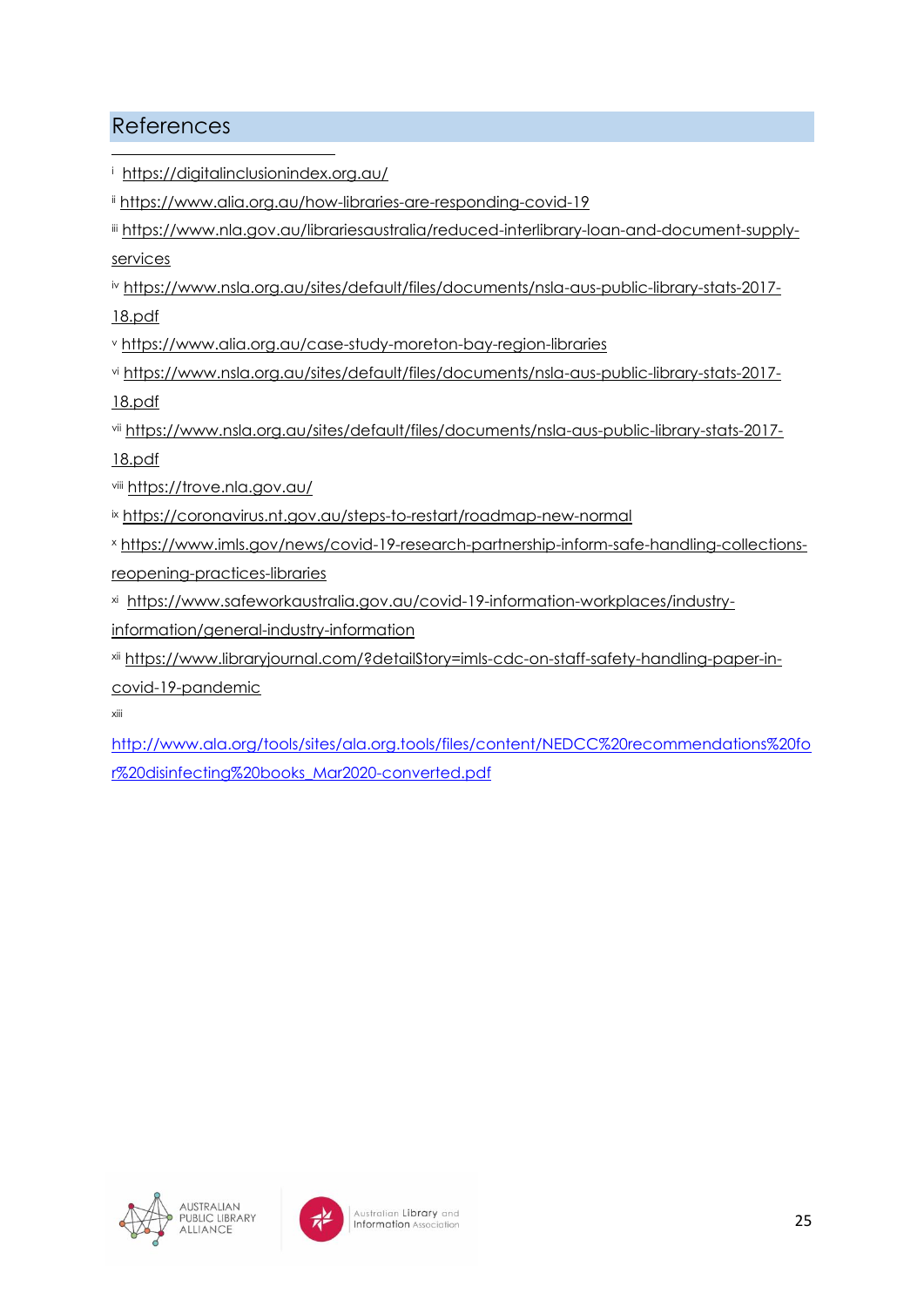## References

[i] https://digitalinclusionindex.org.au/

[ii] https://www.alia.org.au/how-libraries-are-responding-covid-19

[iii] https://www.nla.gov.au/librariesaustralia/reduced-interlibrary-loan-and-document-supply-services

[iv] https://www.nsla.org.au/sites/default/files/documents/nsla-aus-public-library-stats-2017-18.pdf

[v] https://www.alia.org.au/case-study-moreton-bay-region-libraries

[vi] https://www.nsla.org.au/sites/default/files/documents/nsla-aus-public-library-stats-2017-18.pdf

[vii] https://www.nsla.org.au/sites/default/files/documents/nsla-aus-public-library-stats-2017-18.pdf

[viii] https://trove.nla.gov.au/

[ix] https://coronavirus.nt.gov.au/steps-to-restart/roadmap-new-normal

[x] https://www.imls.gov/news/covid-19-research-partnership-inform-safe-handling-collections-reopening-practices-libraries

[xi] https://www.safeworkaustralia.gov.au/covid-19-information-workplaces/industry-information/general-industry-information

[xii] https://www.libraryjournal.com/?detailStory=imls-cdc-on-staff-safety-handling-paper-in-covid-19-pandemic

[xiii] http://www.ala.org/tools/sites/ala.org.tools/files/content/NEDCC%20recommendations%20for%20disinfecting%20books_Mar2020-converted.pdf